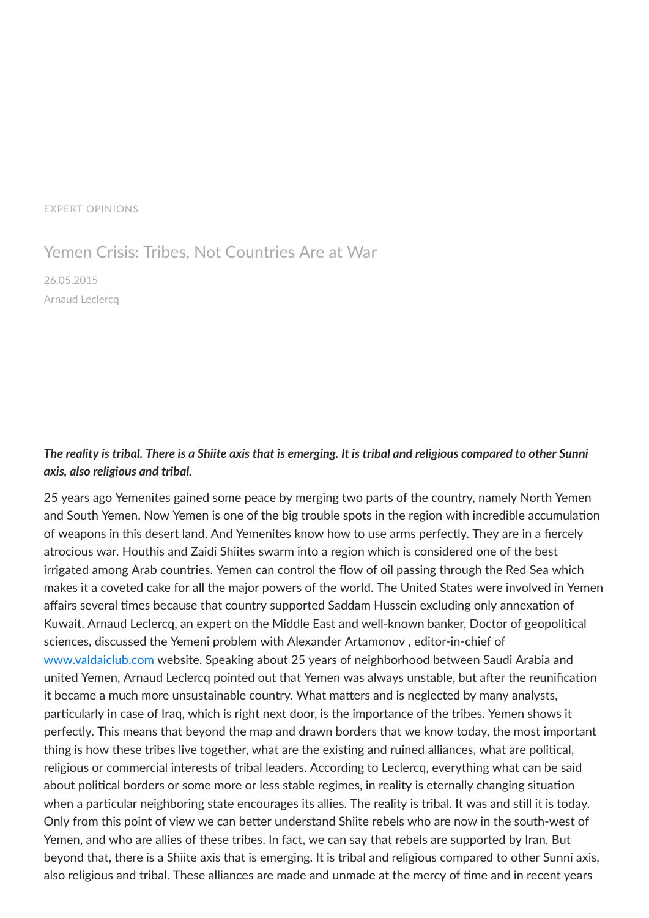EXPERT OPINIONS

# Yemen Crisis: Tribes, Not Countries Are at War

26.05.2015

Arnaud Leclercq

***The reality is tribal. There is a Shiite axis that is emerging. It is tribal and religious compared to other Sunni axis, also religious and tribal.***

25 years ago Yemenites gained some peace by merging two parts of the country, namely North Yemen and South Yemen. Now Yemen is one of the big trouble spots in the region with incredible accumulation of weapons in this desert land. And Yemenites know how to use arms perfectly. They are in a fiercely atrocious war. Houthis and Zaidi Shiites swarm into a region which is considered one of the best irrigated among Arab countries. Yemen can control the flow of oil passing through the Red Sea which makes it a coveted cake for all the major powers of the world. The United States were involved in Yemen affairs several times because that country supported Saddam Hussein excluding only annexation of Kuwait. Arnaud Leclercq, an expert on the Middle East and well-known banker, Doctor of geopolitical sciences, discussed the Yemeni problem with Alexander Artamonov , editor-in-chief of www.valdaiclub.com website. Speaking about 25 years of neighborhood between Saudi Arabia and united Yemen, Arnaud Leclercq pointed out that Yemen was always unstable, but after the reunification it became a much more unsustainable country. What matters and is neglected by many analysts, particularly in case of Iraq, which is right next door, is the importance of the tribes. Yemen shows it perfectly. This means that beyond the map and drawn borders that we know today, the most important thing is how these tribes live together, what are the existing and ruined alliances, what are political, religious or commercial interests of tribal leaders. According to Leclercq, everything what can be said about political borders or some more or less stable regimes, in reality is eternally changing situation when a particular neighboring state encourages its allies. The reality is tribal. It was and still it is today. Only from this point of view we can better understand Shiite rebels who are now in the south-west of Yemen, and who are allies of these tribes. In fact, we can say that rebels are supported by Iran. But beyond that, there is a Shiite axis that is emerging. It is tribal and religious compared to other Sunni axis, also religious and tribal. These alliances are made and unmade at the mercy of time and in recent years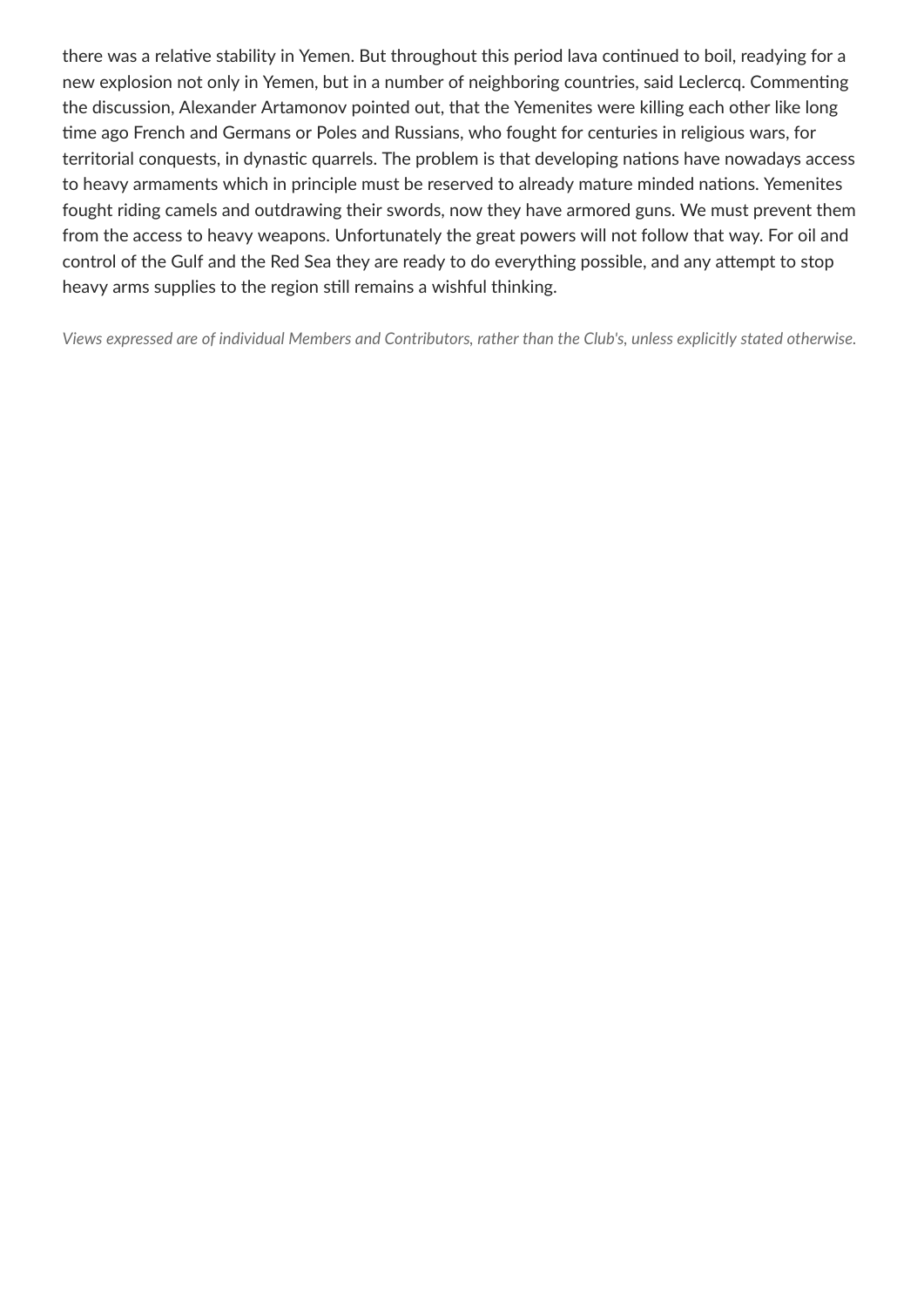there was a relative stability in Yemen. But throughout this period lava continued to boil, readying for a new explosion not only in Yemen, but in a number of neighboring countries, said Leclercq. Commenting the discussion, Alexander Artamonov pointed out, that the Yemenites were killing each other like long time ago French and Germans or Poles and Russians, who fought for centuries in religious wars, for territorial conquests, in dynastic quarrels. The problem is that developing nations have nowadays access to heavy armaments which in principle must be reserved to already mature minded nations. Yemenites fought riding camels and outdrawing their swords, now they have armored guns. We must prevent them from the access to heavy weapons. Unfortunately the great powers will not follow that way. For oil and control of the Gulf and the Red Sea they are ready to do everything possible, and any attempt to stop heavy arms supplies to the region still remains a wishful thinking.

*Views expressed are of individual Members and Contributors, rather than the Club's, unless explicitly stated otherwise.*